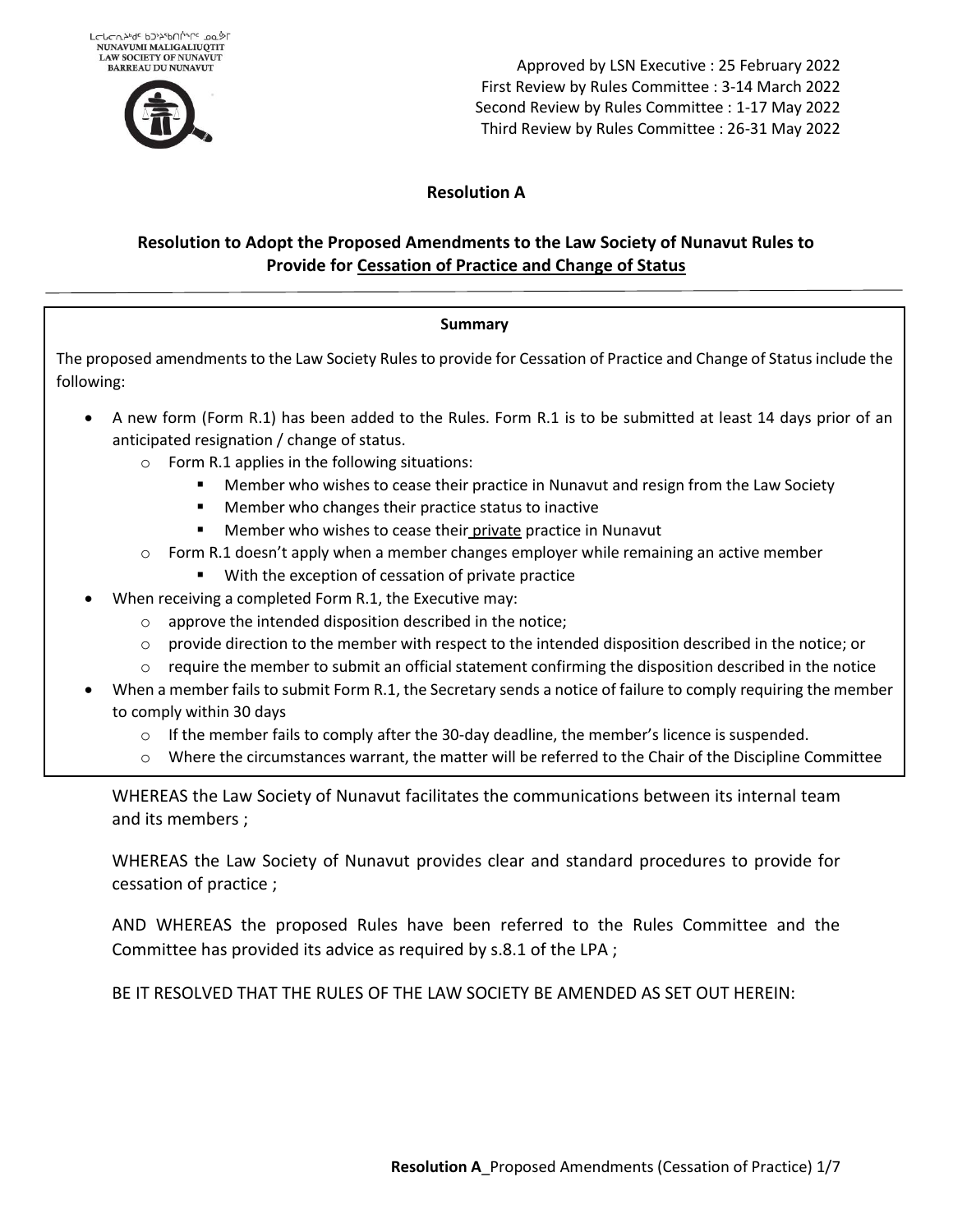ᒪᓕᒐᓕᕆᔩᑦ ᑲᑐᔾᔨᖃᑎᒌᖏᑦ ᓄᓇᕗᒥ
NUNAVUMI MALIGALIUQTIT
LAW SOCIETY OF NUNAVUT
BARREAU DU NUNAVUT

Approved by LSN Executive : 25 February 2022
First Review by Rules Committee : 3-14 March 2022
Second Review by Rules Committee : 1-17 May 2022
Third Review by Rules Committee : 26-31 May 2022

## Resolution A

### Resolution to Adopt the Proposed Amendments to the Law Society of Nunavut Rules to Provide for Cessation of Practice and Change of Status

---

**Summary**

The proposed amendments to the Law Society Rules to provide for Cessation of Practice and Change of Status include the following:

- A new form (Form R.1) has been added to the Rules. Form R.1 is to be submitted at least 14 days prior of an anticipated resignation / change of status.
  - Form R.1 applies in the following situations:
    - Member who wishes to cease their practice in Nunavut and resign from the Law Society
    - Member who changes their practice status to inactive
    - Member who wishes to cease their private practice in Nunavut
  - Form R.1 doesn't apply when a member changes employer while remaining an active member
    - With the exception of cessation of private practice
- When receiving a completed Form R.1, the Executive may:
  - approve the intended disposition described in the notice;
  - provide direction to the member with respect to the intended disposition described in the notice; or
  - require the member to submit an official statement confirming the disposition described in the notice
- When a member fails to submit Form R.1, the Secretary sends a notice of failure to comply requiring the member to comply within 30 days
  - If the member fails to comply after the 30-day deadline, the member's licence is suspended.
  - Where the circumstances warrant, the matter will be referred to the Chair of the Discipline Committee

WHEREAS the Law Society of Nunavut facilitates the communications between its internal team and its members ;

WHEREAS the Law Society of Nunavut provides clear and standard procedures to provide for cessation of practice ;

AND WHEREAS the proposed Rules have been referred to the Rules Committee and the Committee has provided its advice as required by s.8.1 of the LPA ;

BE IT RESOLVED THAT THE RULES OF THE LAW SOCIETY BE AMENDED AS SET OUT HEREIN: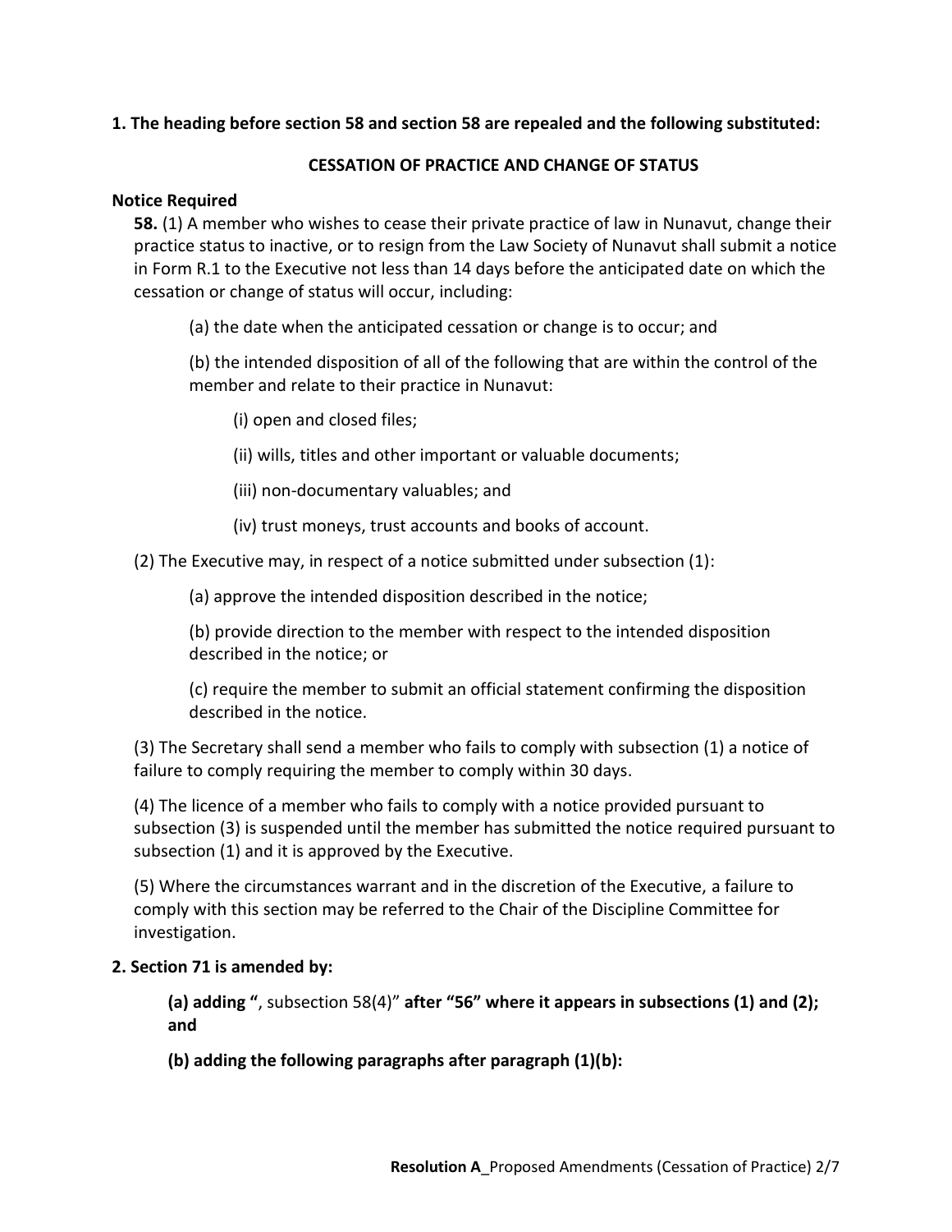**1. The heading before section 58 and section 58 are repealed and the following substituted:**

**CESSATION OF PRACTICE AND CHANGE OF STATUS**

**Notice Required**

**58.** (1) A member who wishes to cease their private practice of law in Nunavut, change their practice status to inactive, or to resign from the Law Society of Nunavut shall submit a notice in Form R.1 to the Executive not less than 14 days before the anticipated date on which the cessation or change of status will occur, including:

(a) the date when the anticipated cessation or change is to occur; and

(b) the intended disposition of all of the following that are within the control of the member and relate to their practice in Nunavut:

(i) open and closed files;

(ii) wills, titles and other important or valuable documents;

(iii) non-documentary valuables; and

(iv) trust moneys, trust accounts and books of account.

(2) The Executive may, in respect of a notice submitted under subsection (1):

(a) approve the intended disposition described in the notice;

(b) provide direction to the member with respect to the intended disposition described in the notice; or

(c) require the member to submit an official statement confirming the disposition described in the notice.

(3) The Secretary shall send a member who fails to comply with subsection (1) a notice of failure to comply requiring the member to comply within 30 days.

(4) The licence of a member who fails to comply with a notice provided pursuant to subsection (3) is suspended until the member has submitted the notice required pursuant to subsection (1) and it is approved by the Executive.

(5) Where the circumstances warrant and in the discretion of the Executive, a failure to comply with this section may be referred to the Chair of the Discipline Committee for investigation.

**2. Section 71 is amended by:**

**(a) adding "**, subsection 58(4)" **after "56" where it appears in subsections (1) and (2); and**

**(b) adding the following paragraphs after paragraph (1)(b):**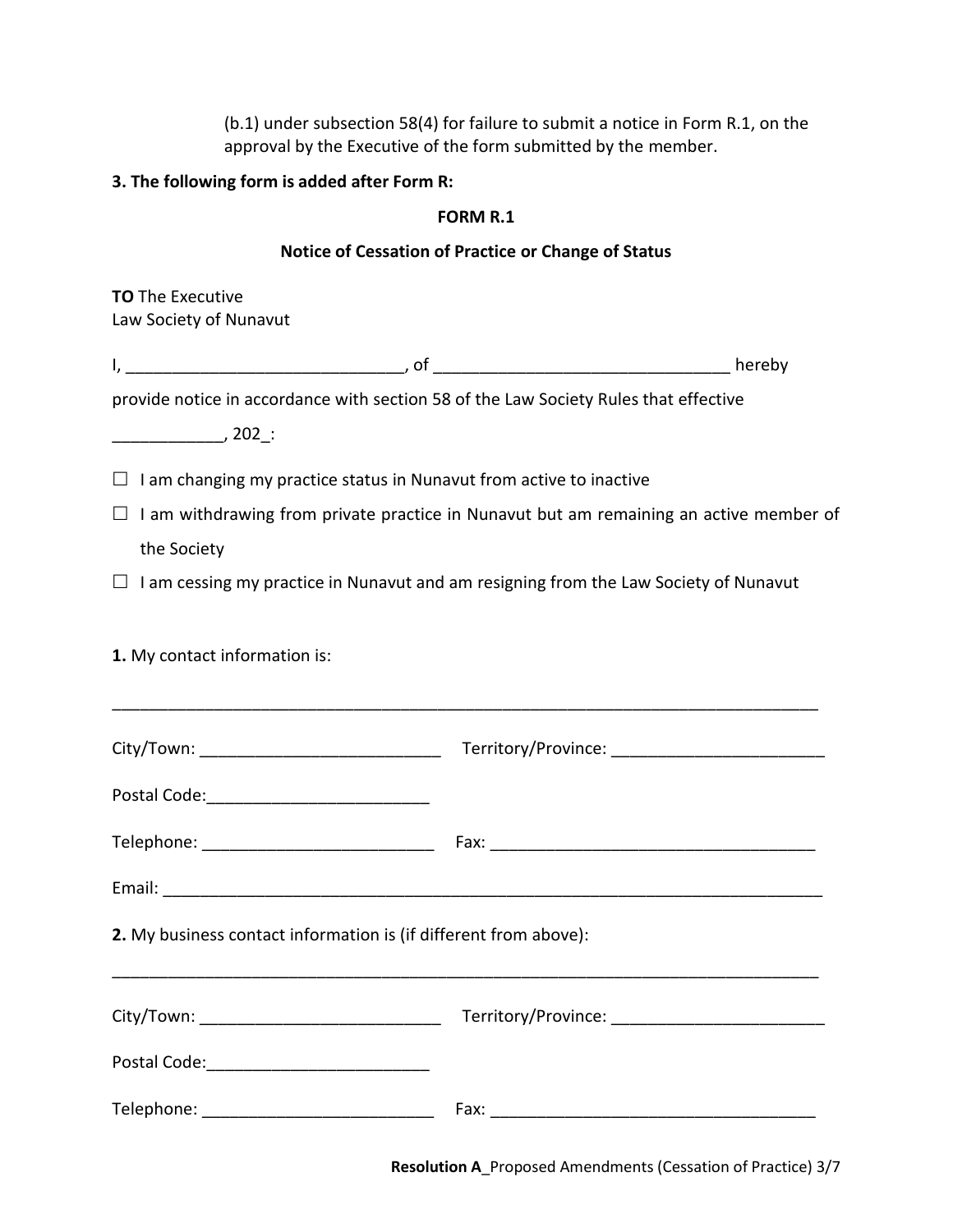(b.1) under subsection 58(4) for failure to submit a notice in Form R.1, on the approval by the Executive of the form submitted by the member.

**3. The following form is added after Form R:**

**FORM R.1**

**Notice of Cessation of Practice or Change of Status**

**TO** The Executive
Law Society of Nunavut

I, ______________________________, of ________________________________ hereby provide notice in accordance with section 58 of the Law Society Rules that effective ____________, 202_:

☐ I am changing my practice status in Nunavut from active to inactive

☐ I am withdrawing from private practice in Nunavut but am remaining an active member of the Society

☐ I am cessing my practice in Nunavut and am resigning from the Law Society of Nunavut

**1.** My contact information is:

_____________________________________________________________________________

City/Town: __________________________ Territory/Province: _______________________

Postal Code:________________________

Telephone: _________________________ Fax: ___________________________________

Email: _______________________________________________________________________

**2.** My business contact information is (if different from above):

_____________________________________________________________________________

City/Town: __________________________ Territory/Province: _______________________

Postal Code:________________________

Telephone: _________________________ Fax: ___________________________________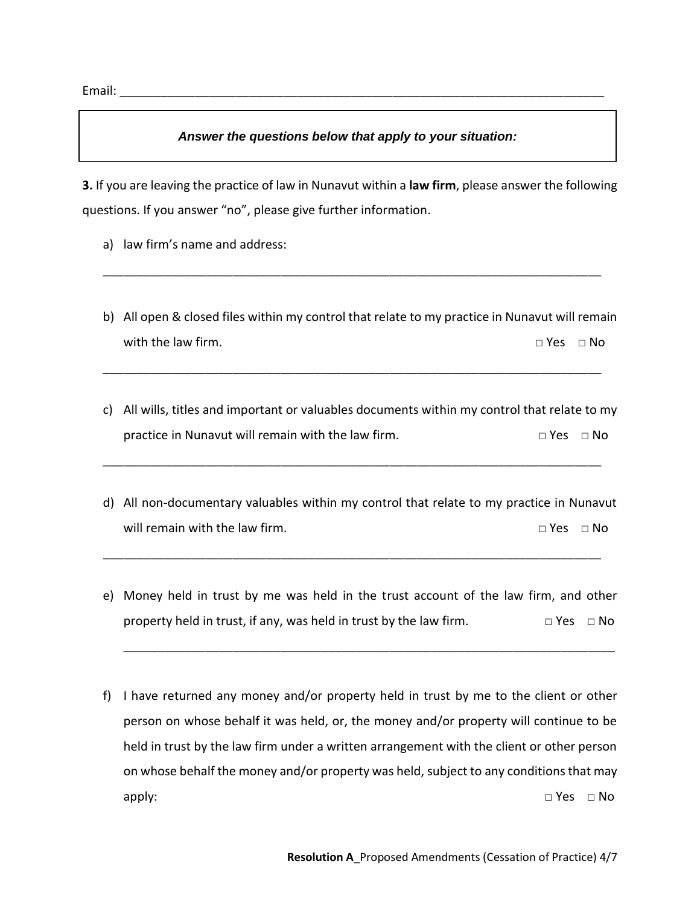Email: ___________________________________________________________________________

***Answer the questions below that apply to your situation:***

**3.** If you are leaving the practice of law in Nunavut within a **law firm**, please answer the following questions. If you answer "no", please give further information.

a) law firm's name and address:

___________________________________________________________________________

b) All open & closed files within my control that relate to my practice in Nunavut will remain with the law firm. □ Yes □ No

___________________________________________________________________________

c) All wills, titles and important or valuables documents within my control that relate to my practice in Nunavut will remain with the law firm. □ Yes □ No

___________________________________________________________________________

d) All non-documentary valuables within my control that relate to my practice in Nunavut will remain with the law firm. □ Yes □ No

___________________________________________________________________________

e) Money held in trust by me was held in the trust account of the law firm, and other property held in trust, if any, was held in trust by the law firm. □ Yes □ No

___________________________________________________________________________

f) I have returned any money and/or property held in trust by me to the client or other person on whose behalf it was held, or, the money and/or property will continue to be held in trust by the law firm under a written arrangement with the client or other person on whose behalf the money and/or property was held, subject to any conditions that may apply: □ Yes □ No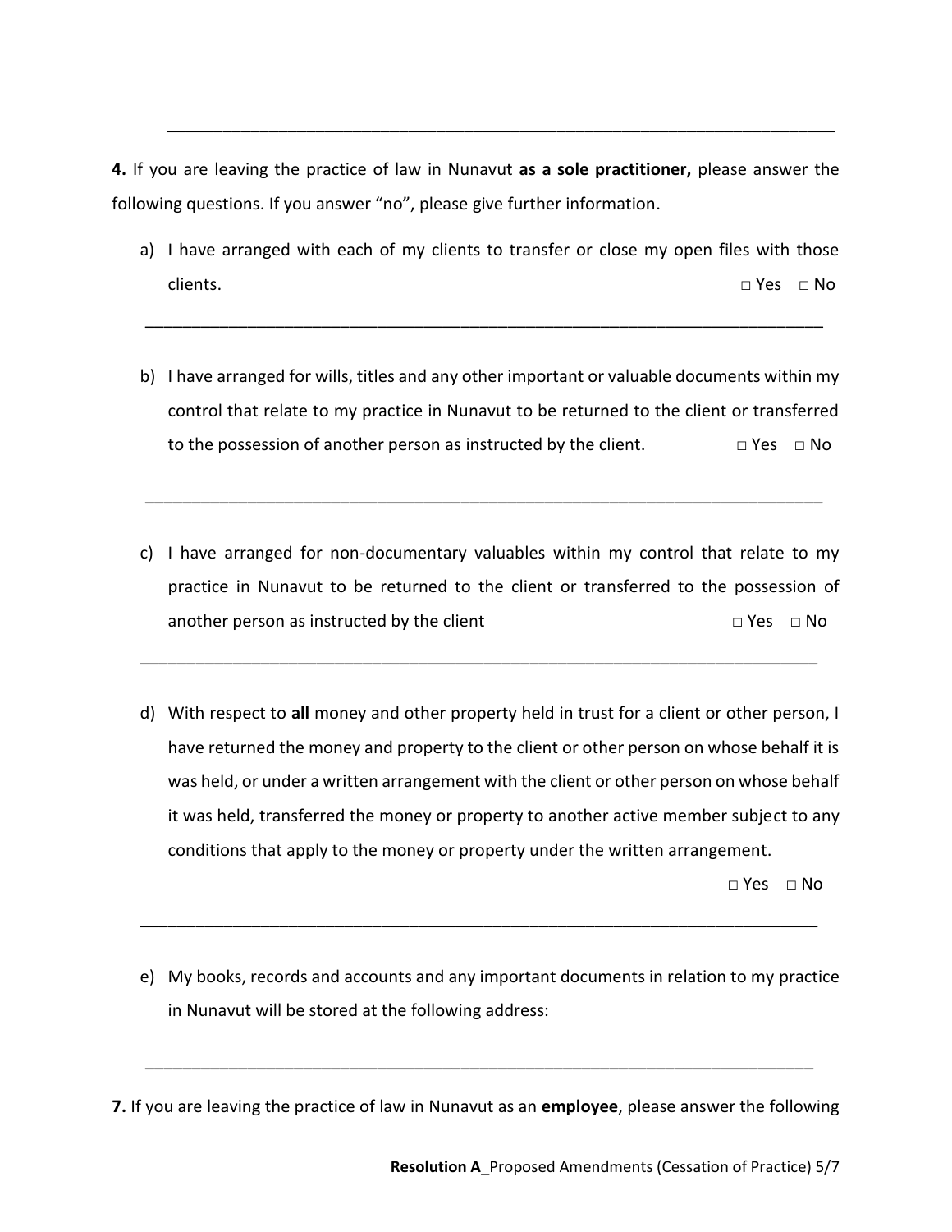\_\_\_\_\_\_\_\_\_\_\_\_\_\_\_\_\_\_\_\_\_\_\_\_\_\_\_\_\_\_\_\_\_\_\_\_\_\_\_\_\_\_\_\_\_\_\_\_\_\_\_\_\_\_\_\_\_\_\_\_\_\_\_\_\_\_\_\_\_\_\_\_\_\_

**4.** If you are leaving the practice of law in Nunavut **as a sole practitioner,** please answer the following questions. If you answer “no”, please give further information.

a) I have arranged with each of my clients to transfer or close my open files with those clients. □ Yes □ No

\_\_\_\_\_\_\_\_\_\_\_\_\_\_\_\_\_\_\_\_\_\_\_\_\_\_\_\_\_\_\_\_\_\_\_\_\_\_\_\_\_\_\_\_\_\_\_\_\_\_\_\_\_\_\_\_\_\_\_\_\_\_\_\_\_\_\_\_\_\_\_\_\_\_

b) I have arranged for wills, titles and any other important or valuable documents within my control that relate to my practice in Nunavut to be returned to the client or transferred to the possession of another person as instructed by the client. □ Yes □ No

\_\_\_\_\_\_\_\_\_\_\_\_\_\_\_\_\_\_\_\_\_\_\_\_\_\_\_\_\_\_\_\_\_\_\_\_\_\_\_\_\_\_\_\_\_\_\_\_\_\_\_\_\_\_\_\_\_\_\_\_\_\_\_\_\_\_\_\_\_\_\_\_\_\_

c) I have arranged for non-documentary valuables within my control that relate to my practice in Nunavut to be returned to the client or transferred to the possession of another person as instructed by the client □ Yes □ No

\_\_\_\_\_\_\_\_\_\_\_\_\_\_\_\_\_\_\_\_\_\_\_\_\_\_\_\_\_\_\_\_\_\_\_\_\_\_\_\_\_\_\_\_\_\_\_\_\_\_\_\_\_\_\_\_\_\_\_\_\_\_\_\_\_\_\_\_\_\_\_\_\_\_

d) With respect to **all** money and other property held in trust for a client or other person, I have returned the money and property to the client or other person on whose behalf it is was held, or under a written arrangement with the client or other person on whose behalf it was held, transferred the money or property to another active member subject to any conditions that apply to the money or property under the written arrangement. □ Yes □ No

\_\_\_\_\_\_\_\_\_\_\_\_\_\_\_\_\_\_\_\_\_\_\_\_\_\_\_\_\_\_\_\_\_\_\_\_\_\_\_\_\_\_\_\_\_\_\_\_\_\_\_\_\_\_\_\_\_\_\_\_\_\_\_\_\_\_\_\_\_\_\_\_\_\_

e) My books, records and accounts and any important documents in relation to my practice in Nunavut will be stored at the following address:

\_\_\_\_\_\_\_\_\_\_\_\_\_\_\_\_\_\_\_\_\_\_\_\_\_\_\_\_\_\_\_\_\_\_\_\_\_\_\_\_\_\_\_\_\_\_\_\_\_\_\_\_\_\_\_\_\_\_\_\_\_\_\_\_\_\_\_\_\_\_\_\_\_\_

**7.** If you are leaving the practice of law in Nunavut as an **employee**, please answer the following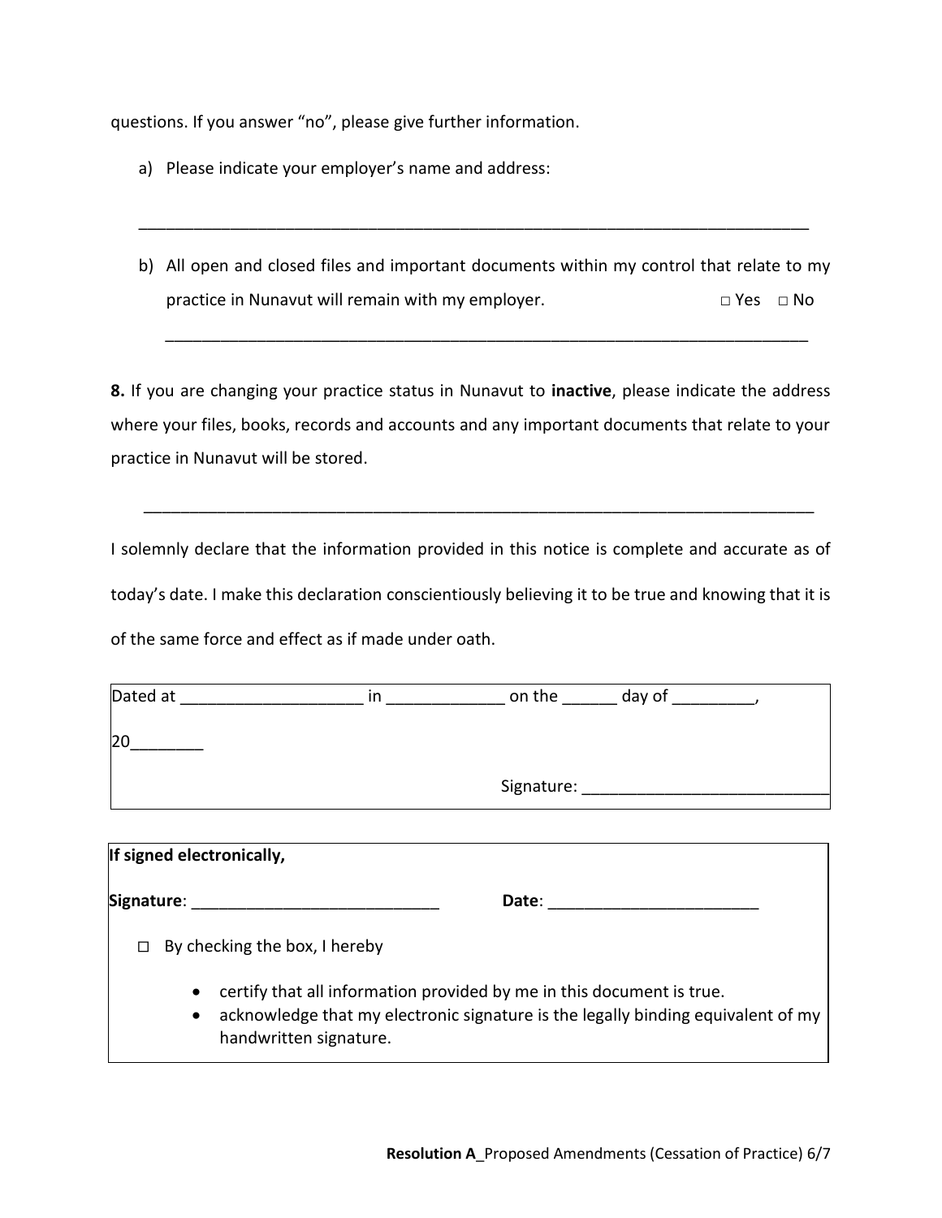questions. If you answer "no", please give further information.

a) Please indicate your employer's name and address:

_____________________________________________________________________________

b) All open and closed files and important documents within my control that relate to my practice in Nunavut will remain with my employer. □ Yes □ No

_____________________________________________________________________________

**8.** If you are changing your practice status in Nunavut to **inactive**, please indicate the address where your files, books, records and accounts and any important documents that relate to your practice in Nunavut will be stored.

_____________________________________________________________________________

I solemnly declare that the information provided in this notice is complete and accurate as of today's date. I make this declaration conscientiously believing it to be true and knowing that it is of the same force and effect as if made under oath.

| |
|---|
| Dated at ____________________ in _____________ on the ______ day of _________, 20________ |
| Signature: ___________________________ |

| |
|---|
| **If signed electronically,** |
| **Signature**: ___________________________ **Date**: ________________________ |
| □ By checking the box, I hereby<br>• certify that all information provided by me in this document is true.<br>• acknowledge that my electronic signature is the legally binding equivalent of my handwritten signature. |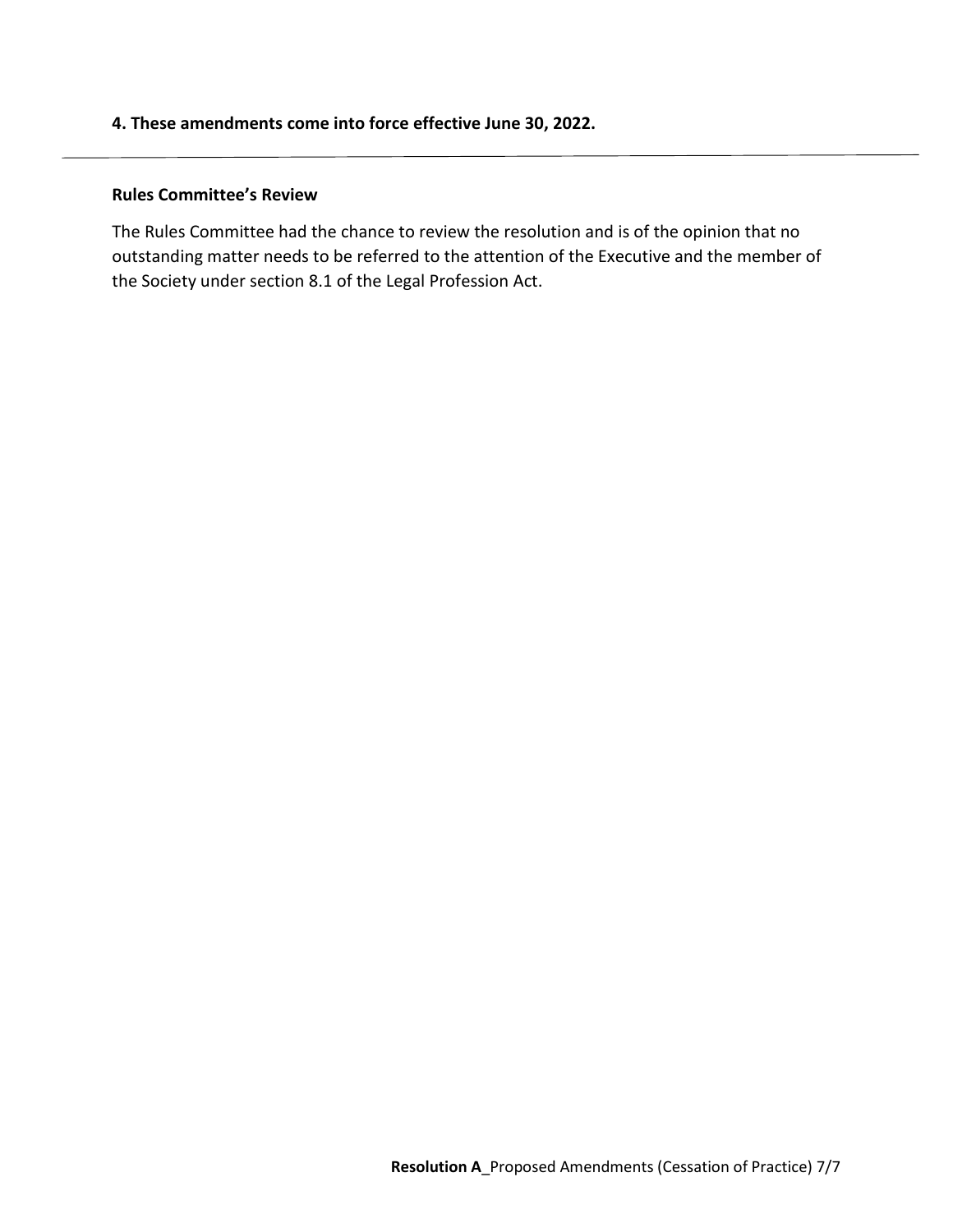**4. These amendments come into force effective June 30, 2022.**

---

**Rules Committee's Review**

The Rules Committee had the chance to review the resolution and is of the opinion that no outstanding matter needs to be referred to the attention of the Executive and the member of the Society under section 8.1 of the Legal Profession Act.